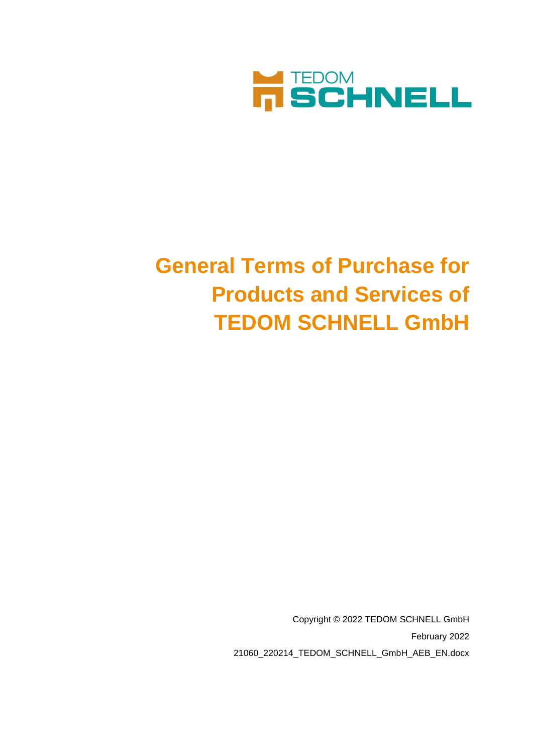TEDOM SCHNELL

# General Terms of Purchase for Products and Services of TEDOM SCHNELL GmbH

Copyright © 2022 TEDOM SCHNELL GmbH

February 2022

21060_220214_TEDOM_SCHNELL_GmbH_AEB_EN.docx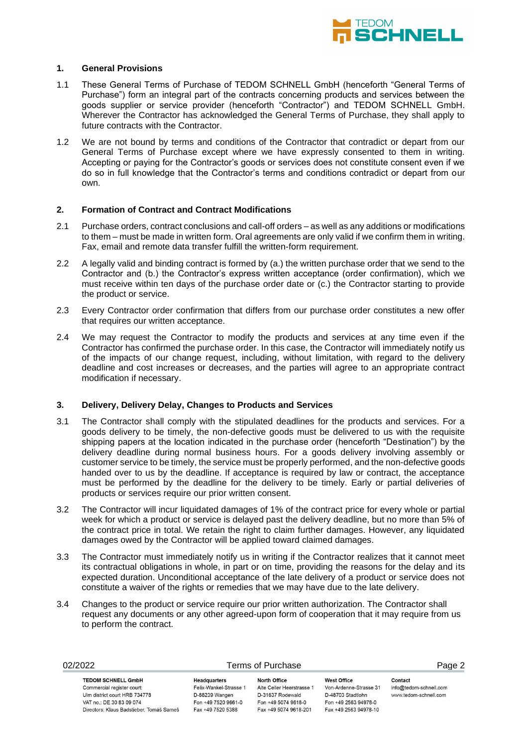## 1. General Provisions

1.1 These General Terms of Purchase of TEDOM SCHNELL GmbH (henceforth "General Terms of Purchase") form an integral part of the contracts concerning products and services between the goods supplier or service provider (henceforth "Contractor") and TEDOM SCHNELL GmbH. Wherever the Contractor has acknowledged the General Terms of Purchase, they shall apply to future contracts with the Contractor.

1.2 We are not bound by terms and conditions of the Contractor that contradict or depart from our General Terms of Purchase except where we have expressly consented to them in writing. Accepting or paying for the Contractor's goods or services does not constitute consent even if we do so in full knowledge that the Contractor's terms and conditions contradict or depart from our own.

## 2. Formation of Contract and Contract Modifications

2.1 Purchase orders, contract conclusions and call-off orders – as well as any additions or modifications to them – must be made in written form. Oral agreements are only valid if we confirm them in writing. Fax, email and remote data transfer fulfill the written-form requirement.

2.2 A legally valid and binding contract is formed by (a.) the written purchase order that we send to the Contractor and (b.) the Contractor's express written acceptance (order confirmation), which we must receive within ten days of the purchase order date or (c.) the Contractor starting to provide the product or service.

2.3 Every Contractor order confirmation that differs from our purchase order constitutes a new offer that requires our written acceptance.

2.4 We may request the Contractor to modify the products and services at any time even if the Contractor has confirmed the purchase order. In this case, the Contractor will immediately notify us of the impacts of our change request, including, without limitation, with regard to the delivery deadline and cost increases or decreases, and the parties will agree to an appropriate contract modification if necessary.

## 3. Delivery, Delivery Delay, Changes to Products and Services

3.1 The Contractor shall comply with the stipulated deadlines for the products and services. For a goods delivery to be timely, the non-defective goods must be delivered to us with the requisite shipping papers at the location indicated in the purchase order (henceforth "Destination") by the delivery deadline during normal business hours. For a goods delivery involving assembly or customer service to be timely, the service must be properly performed, and the non-defective goods handed over to us by the deadline. If acceptance is required by law or contract, the acceptance must be performed by the deadline for the delivery to be timely. Early or partial deliveries of products or services require our prior written consent.

3.2 The Contractor will incur liquidated damages of 1% of the contract price for every whole or partial week for which a product or service is delayed past the delivery deadline, but no more than 5% of the contract price in total. We retain the right to claim further damages. However, any liquidated damages owed by the Contractor will be applied toward claimed damages.

3.3 The Contractor must immediately notify us in writing if the Contractor realizes that it cannot meet its contractual obligations in whole, in part or on time, providing the reasons for the delay and its expected duration. Unconditional acceptance of the late delivery of a product or service does not constitute a waiver of the rights or remedies that we may have due to the late delivery.

3.4 Changes to the product or service require our prior written authorization. The Contractor shall request any documents or any other agreed-upon form of cooperation that it may require from us to perform the contract.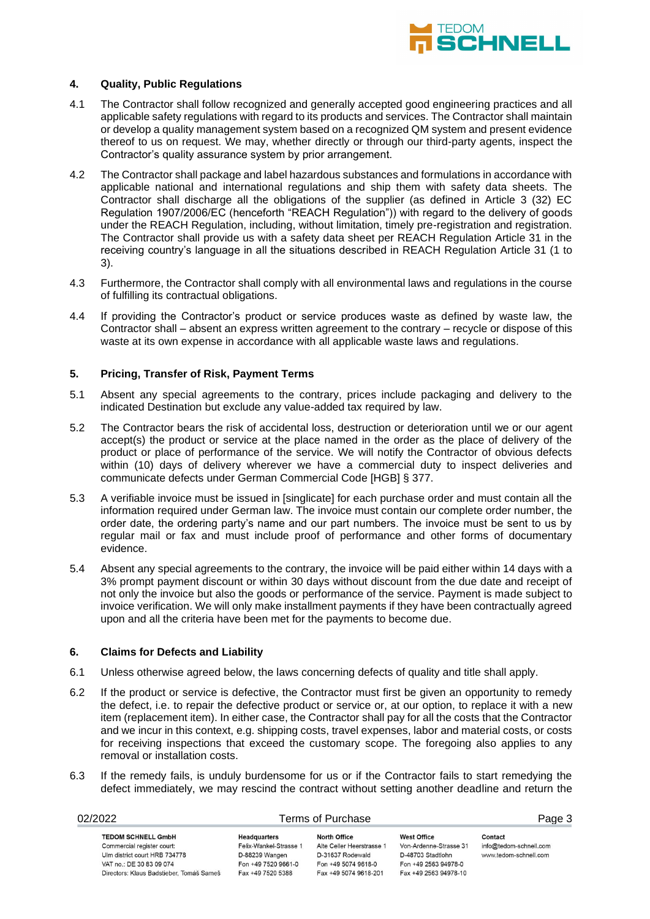## 4. Quality, Public Regulations

4.1 The Contractor shall follow recognized and generally accepted good engineering practices and all applicable safety regulations with regard to its products and services. The Contractor shall maintain or develop a quality management system based on a recognized QM system and present evidence thereof to us on request. We may, whether directly or through our third-party agents, inspect the Contractor's quality assurance system by prior arrangement.

4.2 The Contractor shall package and label hazardous substances and formulations in accordance with applicable national and international regulations and ship them with safety data sheets. The Contractor shall discharge all the obligations of the supplier (as defined in Article 3 (32) EC Regulation 1907/2006/EC (henceforth "REACH Regulation")) with regard to the delivery of goods under the REACH Regulation, including, without limitation, timely pre-registration and registration. The Contractor shall provide us with a safety data sheet per REACH Regulation Article 31 in the receiving country's language in all the situations described in REACH Regulation Article 31 (1 to 3).

4.3 Furthermore, the Contractor shall comply with all environmental laws and regulations in the course of fulfilling its contractual obligations.

4.4 If providing the Contractor's product or service produces waste as defined by waste law, the Contractor shall – absent an express written agreement to the contrary – recycle or dispose of this waste at its own expense in accordance with all applicable waste laws and regulations.

## 5. Pricing, Transfer of Risk, Payment Terms

5.1 Absent any special agreements to the contrary, prices include packaging and delivery to the indicated Destination but exclude any value-added tax required by law.

5.2 The Contractor bears the risk of accidental loss, destruction or deterioration until we or our agent accept(s) the product or service at the place named in the order as the place of delivery of the product or place of performance of the service. We will notify the Contractor of obvious defects within (10) days of delivery wherever we have a commercial duty to inspect deliveries and communicate defects under German Commercial Code [HGB] § 377.

5.3 A verifiable invoice must be issued in [singlicate] for each purchase order and must contain all the information required under German law. The invoice must contain our complete order number, the order date, the ordering party's name and our part numbers. The invoice must be sent to us by regular mail or fax and must include proof of performance and other forms of documentary evidence.

5.4 Absent any special agreements to the contrary, the invoice will be paid either within 14 days with a 3% prompt payment discount or within 30 days without discount from the due date and receipt of not only the invoice but also the goods or performance of the service. Payment is made subject to invoice verification. We will only make installment payments if they have been contractually agreed upon and all the criteria have been met for the payments to become due.

## 6. Claims for Defects and Liability

6.1 Unless otherwise agreed below, the laws concerning defects of quality and title shall apply.

6.2 If the product or service is defective, the Contractor must first be given an opportunity to remedy the defect, i.e. to repair the defective product or service or, at our option, to replace it with a new item (replacement item). In either case, the Contractor shall pay for all the costs that the Contractor and we incur in this context, e.g. shipping costs, travel expenses, labor and material costs, or costs for receiving inspections that exceed the customary scope. The foregoing also applies to any removal or installation costs.

6.3 If the remedy fails, is unduly burdensome for us or if the Contractor fails to start remedying the defect immediately, we may rescind the contract without setting another deadline and return the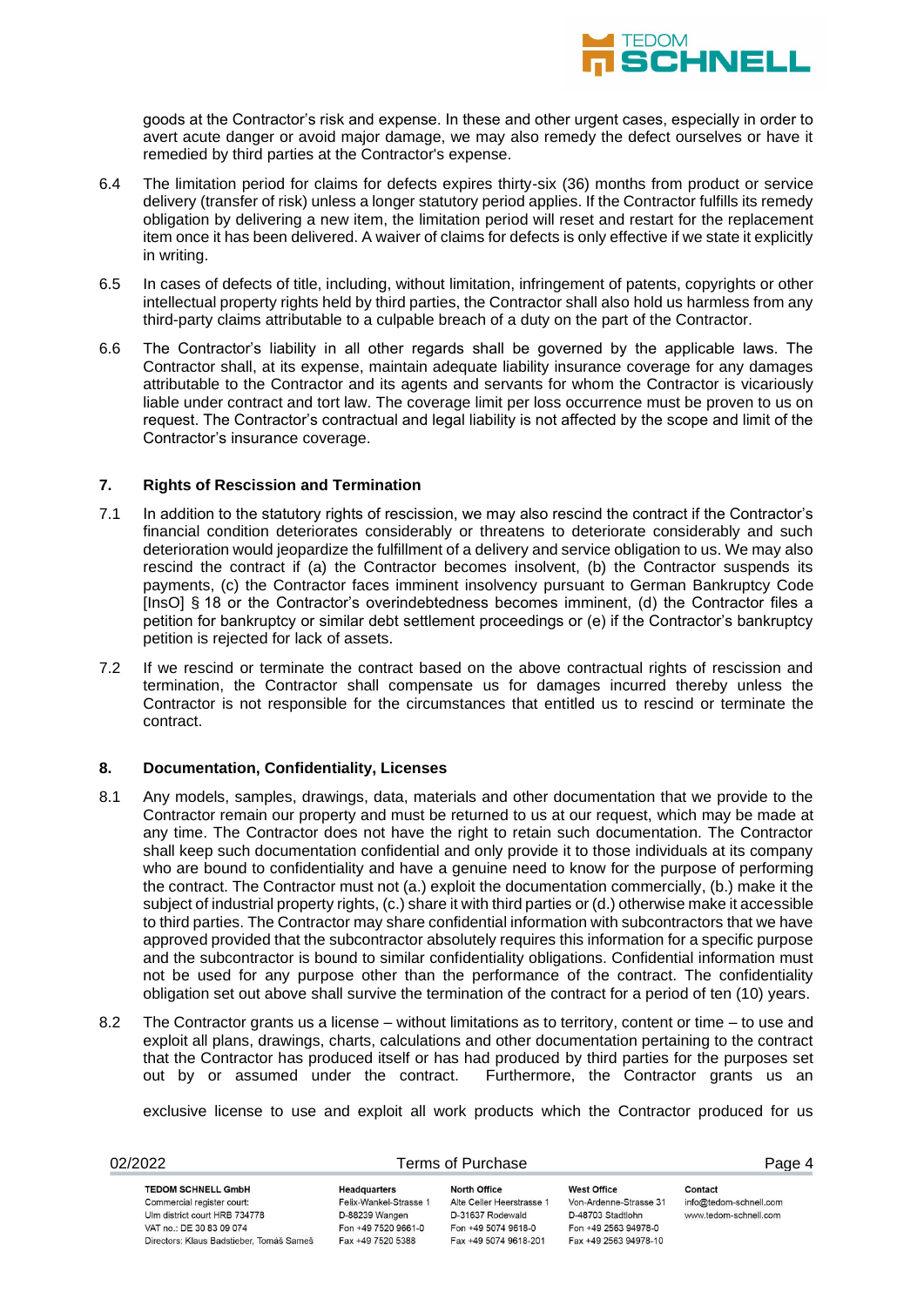goods at the Contractor's risk and expense. In these and other urgent cases, especially in order to avert acute danger or avoid major damage, we may also remedy the defect ourselves or have it remedied by third parties at the Contractor's expense.

6.4 The limitation period for claims for defects expires thirty-six (36) months from product or service delivery (transfer of risk) unless a longer statutory period applies. If the Contractor fulfills its remedy obligation by delivering a new item, the limitation period will reset and restart for the replacement item once it has been delivered. A waiver of claims for defects is only effective if we state it explicitly in writing.

6.5 In cases of defects of title, including, without limitation, infringement of patents, copyrights or other intellectual property rights held by third parties, the Contractor shall also hold us harmless from any third-party claims attributable to a culpable breach of a duty on the part of the Contractor.

6.6 The Contractor's liability in all other regards shall be governed by the applicable laws. The Contractor shall, at its expense, maintain adequate liability insurance coverage for any damages attributable to the Contractor and its agents and servants for whom the Contractor is vicariously liable under contract and tort law. The coverage limit per loss occurrence must be proven to us on request. The Contractor's contractual and legal liability is not affected by the scope and limit of the Contractor's insurance coverage.

## 7. Rights of Rescission and Termination

7.1 In addition to the statutory rights of rescission, we may also rescind the contract if the Contractor's financial condition deteriorates considerably or threatens to deteriorate considerably and such deterioration would jeopardize the fulfillment of a delivery and service obligation to us. We may also rescind the contract if (a) the Contractor becomes insolvent, (b) the Contractor suspends its payments, (c) the Contractor faces imminent insolvency pursuant to German Bankruptcy Code [InsO] § 18 or the Contractor's overindebtedness becomes imminent, (d) the Contractor files a petition for bankruptcy or similar debt settlement proceedings or (e) if the Contractor's bankruptcy petition is rejected for lack of assets.

7.2 If we rescind or terminate the contract based on the above contractual rights of rescission and termination, the Contractor shall compensate us for damages incurred thereby unless the Contractor is not responsible for the circumstances that entitled us to rescind or terminate the contract.

## 8. Documentation, Confidentiality, Licenses

8.1 Any models, samples, drawings, data, materials and other documentation that we provide to the Contractor remain our property and must be returned to us at our request, which may be made at any time. The Contractor does not have the right to retain such documentation. The Contractor shall keep such documentation confidential and only provide it to those individuals at its company who are bound to confidentiality and have a genuine need to know for the purpose of performing the contract. The Contractor must not (a.) exploit the documentation commercially, (b.) make it the subject of industrial property rights, (c.) share it with third parties or (d.) otherwise make it accessible to third parties. The Contractor may share confidential information with subcontractors that we have approved provided that the subcontractor absolutely requires this information for a specific purpose and the subcontractor is bound to similar confidentiality obligations. Confidential information must not be used for any purpose other than the performance of the contract. The confidentiality obligation set out above shall survive the termination of the contract for a period of ten (10) years.

8.2 The Contractor grants us a license – without limitations as to territory, content or time – to use and exploit all plans, drawings, charts, calculations and other documentation pertaining to the contract that the Contractor has produced itself or has had produced by third parties for the purposes set out by or assumed under the contract. Furthermore, the Contractor grants us an exclusive license to use and exploit all work products which the Contractor produced for us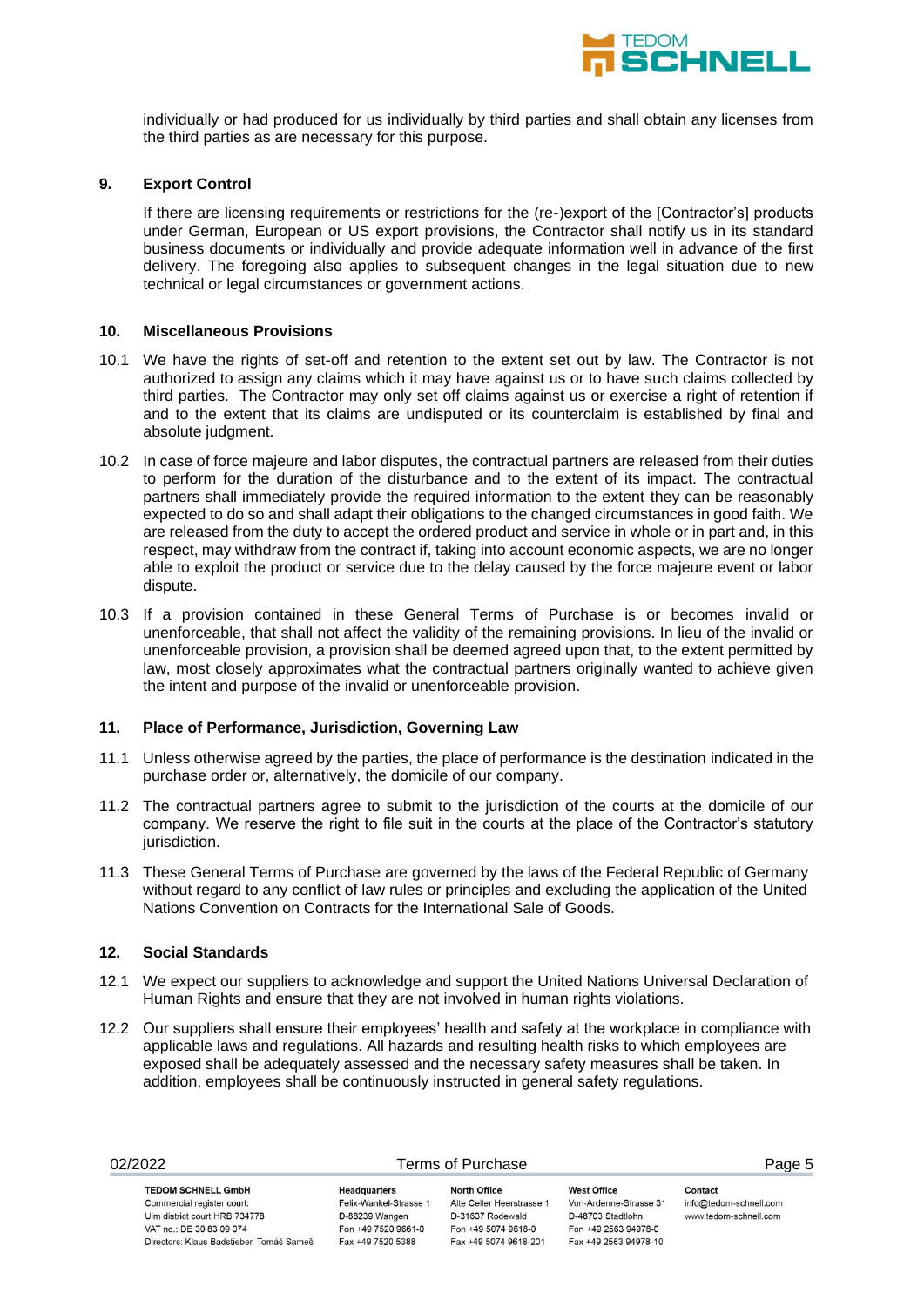individually or had produced for us individually by third parties and shall obtain any licenses from the third parties as are necessary for this purpose.

## 9. Export Control

If there are licensing requirements or restrictions for the (re-)export of the [Contractor's] products under German, European or US export provisions, the Contractor shall notify us in its standard business documents or individually and provide adequate information well in advance of the first delivery. The foregoing also applies to subsequent changes in the legal situation due to new technical or legal circumstances or government actions.

## 10. Miscellaneous Provisions

10.1 We have the rights of set-off and retention to the extent set out by law. The Contractor is not authorized to assign any claims which it may have against us or to have such claims collected by third parties. The Contractor may only set off claims against us or exercise a right of retention if and to the extent that its claims are undisputed or its counterclaim is established by final and absolute judgment.

10.2 In case of force majeure and labor disputes, the contractual partners are released from their duties to perform for the duration of the disturbance and to the extent of its impact. The contractual partners shall immediately provide the required information to the extent they can be reasonably expected to do so and shall adapt their obligations to the changed circumstances in good faith. We are released from the duty to accept the ordered product and service in whole or in part and, in this respect, may withdraw from the contract if, taking into account economic aspects, we are no longer able to exploit the product or service due to the delay caused by the force majeure event or labor dispute.

10.3 If a provision contained in these General Terms of Purchase is or becomes invalid or unenforceable, that shall not affect the validity of the remaining provisions. In lieu of the invalid or unenforceable provision, a provision shall be deemed agreed upon that, to the extent permitted by law, most closely approximates what the contractual partners originally wanted to achieve given the intent and purpose of the invalid or unenforceable provision.

## 11. Place of Performance, Jurisdiction, Governing Law

11.1 Unless otherwise agreed by the parties, the place of performance is the destination indicated in the purchase order or, alternatively, the domicile of our company.

11.2 The contractual partners agree to submit to the jurisdiction of the courts at the domicile of our company. We reserve the right to file suit in the courts at the place of the Contractor's statutory jurisdiction.

11.3 These General Terms of Purchase are governed by the laws of the Federal Republic of Germany without regard to any conflict of law rules or principles and excluding the application of the United Nations Convention on Contracts for the International Sale of Goods.

## 12. Social Standards

12.1 We expect our suppliers to acknowledge and support the United Nations Universal Declaration of Human Rights and ensure that they are not involved in human rights violations.

12.2 Our suppliers shall ensure their employees' health and safety at the workplace in compliance with applicable laws and regulations. All hazards and resulting health risks to which employees are exposed shall be adequately assessed and the necessary safety measures shall be taken. In addition, employees shall be continuously instructed in general safety regulations.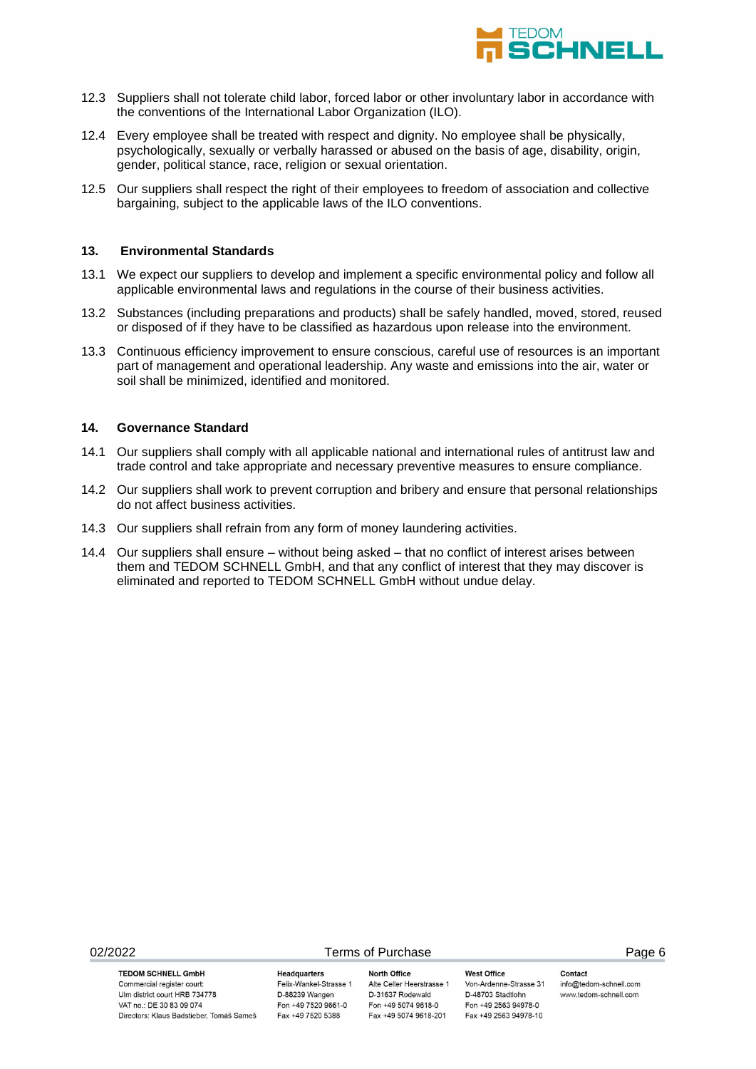12.3 Suppliers shall not tolerate child labor, forced labor or other involuntary labor in accordance with the conventions of the International Labor Organization (ILO).

12.4 Every employee shall be treated with respect and dignity. No employee shall be physically, psychologically, sexually or verbally harassed or abused on the basis of age, disability, origin, gender, political stance, race, religion or sexual orientation.

12.5 Our suppliers shall respect the right of their employees to freedom of association and collective bargaining, subject to the applicable laws of the ILO conventions.

## 13. Environmental Standards

13.1 We expect our suppliers to develop and implement a specific environmental policy and follow all applicable environmental laws and regulations in the course of their business activities.

13.2 Substances (including preparations and products) shall be safely handled, moved, stored, reused or disposed of if they have to be classified as hazardous upon release into the environment.

13.3 Continuous efficiency improvement to ensure conscious, careful use of resources is an important part of management and operational leadership. Any waste and emissions into the air, water or soil shall be minimized, identified and monitored.

## 14. Governance Standard

14.1 Our suppliers shall comply with all applicable national and international rules of antitrust law and trade control and take appropriate and necessary preventive measures to ensure compliance.

14.2 Our suppliers shall work to prevent corruption and bribery and ensure that personal relationships do not affect business activities.

14.3 Our suppliers shall refrain from any form of money laundering activities.

14.4 Our suppliers shall ensure – without being asked – that no conflict of interest arises between them and TEDOM SCHNELL GmbH, and that any conflict of interest that they may discover is eliminated and reported to TEDOM SCHNELL GmbH without undue delay.